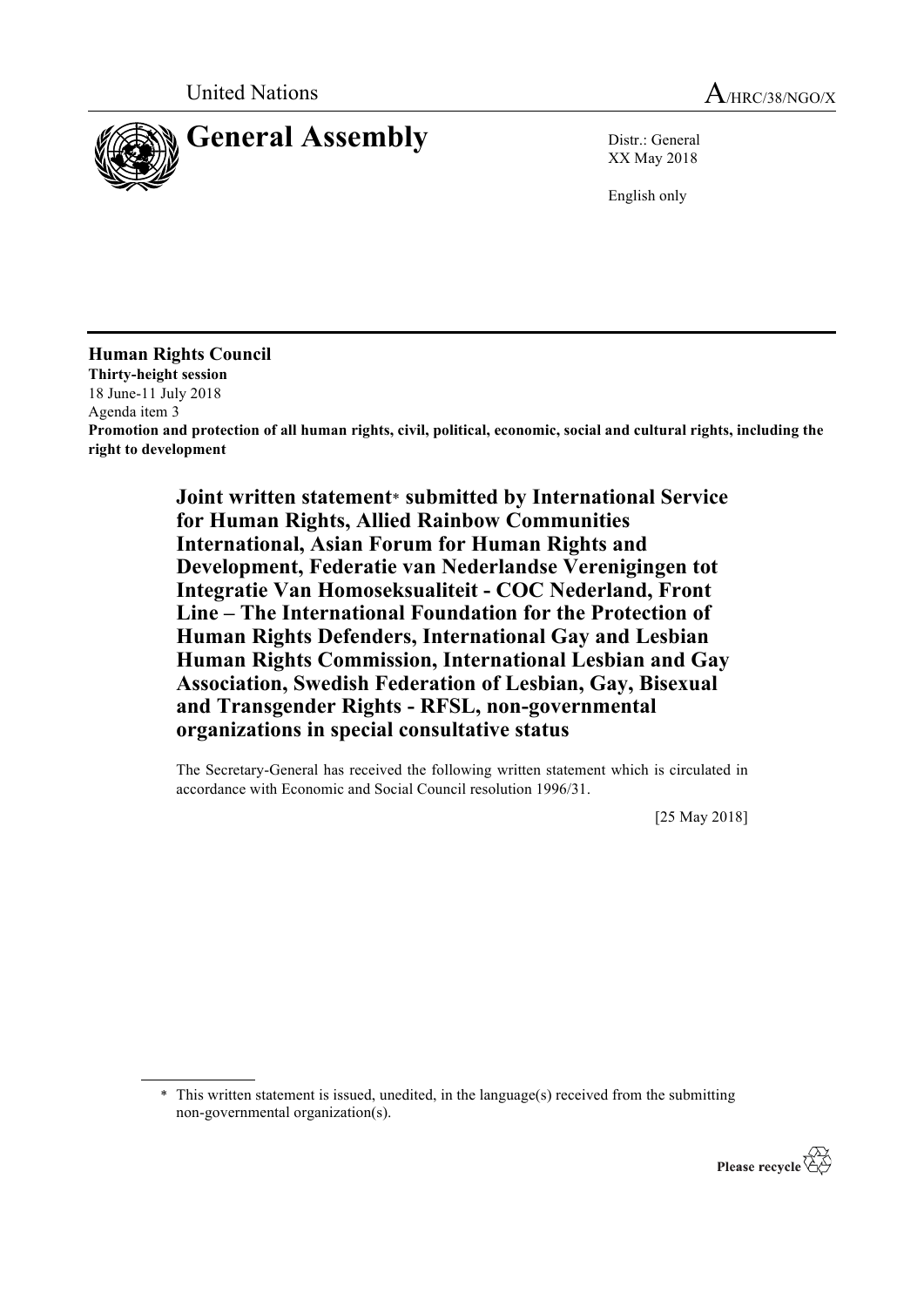United Nations

A/HRC/38/NGO/X

# General Assembly

Distr.: General
XX May 2018

English only

## Human Rights Council

**Thirty-height session**
18 June-11 July 2018
Agenda item 3
**Promotion and protection of all human rights, civil, political, economic, social and cultural rights, including the right to development**

### Joint written statement* submitted by International Service for Human Rights, Allied Rainbow Communities International, Asian Forum for Human Rights and Development, Federatie van Nederlandse Verenigingen tot Integratie Van Homoseksualiteit - COC Nederland, Front Line – The International Foundation for the Protection of Human Rights Defenders, International Gay and Lesbian Human Rights Commission, International Lesbian and Gay Association, Swedish Federation of Lesbian, Gay, Bisexual and Transgender Rights - RFSL, non-governmental organizations in special consultative status

The Secretary-General has received the following written statement which is circulated in accordance with Economic and Social Council resolution 1996/31.

[25 May 2018]

* This written statement is issued, unedited, in the language(s) received from the submitting non-governmental organization(s).

Please recycle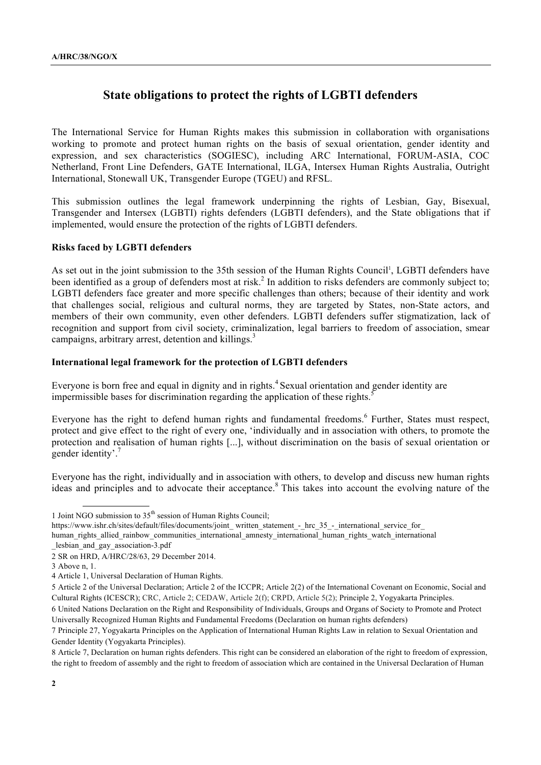# State obligations to protect the rights of LGBTI defenders

The International Service for Human Rights makes this submission in collaboration with organisations working to promote and protect human rights on the basis of sexual orientation, gender identity and expression, and sex characteristics (SOGIESC), including ARC International, FORUM-ASIA, COC Netherland, Front Line Defenders, GATE International, ILGA, Intersex Human Rights Australia, Outright International, Stonewall UK, Transgender Europe (TGEU) and RFSL.

This submission outlines the legal framework underpinning the rights of Lesbian, Gay, Bisexual, Transgender and Intersex (LGBTI) rights defenders (LGBTI defenders), and the State obligations that if implemented, would ensure the protection of the rights of LGBTI defenders.

### Risks faced by LGBTI defenders

As set out in the joint submission to the 35th session of the Human Rights Council[1], LGBTI defenders have been identified as a group of defenders most at risk.[2] In addition to risks defenders are commonly subject to; LGBTI defenders face greater and more specific challenges than others; because of their identity and work that challenges social, religious and cultural norms, they are targeted by States, non-State actors, and members of their own community, even other defenders. LGBTI defenders suffer stigmatization, lack of recognition and support from civil society, criminalization, legal barriers to freedom of association, smear campaigns, arbitrary arrest, detention and killings.[3]

### International legal framework for the protection of LGBTI defenders

Everyone is born free and equal in dignity and in rights.[4] Sexual orientation and gender identity are impermissible bases for discrimination regarding the application of these rights.[5]

Everyone has the right to defend human rights and fundamental freedoms.[6] Further, States must respect, protect and give effect to the right of every one, 'individually and in association with others, to promote the protection and realisation of human rights [...], without discrimination on the basis of sexual orientation or gender identity'.[7]

Everyone has the right, individually and in association with others, to develop and discuss new human rights ideas and principles and to advocate their acceptance.[8] This takes into account the evolving nature of the

---

1 Joint NGO submission to 35th session of Human Rights Council; https://www.ishr.ch/sites/default/files/documents/joint_ written_statement_-_hrc_35_-_international_service_for_ human_rights_allied_rainbow_communities_international_amnesty_international_human_rights_watch_international _lesbian_and_gay_association-3.pdf

2 SR on HRD, A/HRC/28/63, 29 December 2014.

3 Above n, 1.

4 Article 1, Universal Declaration of Human Rights.

5 Article 2 of the Universal Declaration; Article 2 of the ICCPR; Article 2(2) of the International Covenant on Economic, Social and Cultural Rights (ICESCR); CRC, Article 2; CEDAW, Article 2(f); CRPD, Article 5(2); Principle 2, Yogyakarta Principles.

6 United Nations Declaration on the Right and Responsibility of Individuals, Groups and Organs of Society to Promote and Protect Universally Recognized Human Rights and Fundamental Freedoms (Declaration on human rights defenders)

7 Principle 27, Yogyakarta Principles on the Application of International Human Rights Law in relation to Sexual Orientation and Gender Identity (Yogyakarta Principles).

8 Article 7, Declaration on human rights defenders. This right can be considered an elaboration of the right to freedom of expression, the right to freedom of assembly and the right to freedom of association which are contained in the Universal Declaration of Human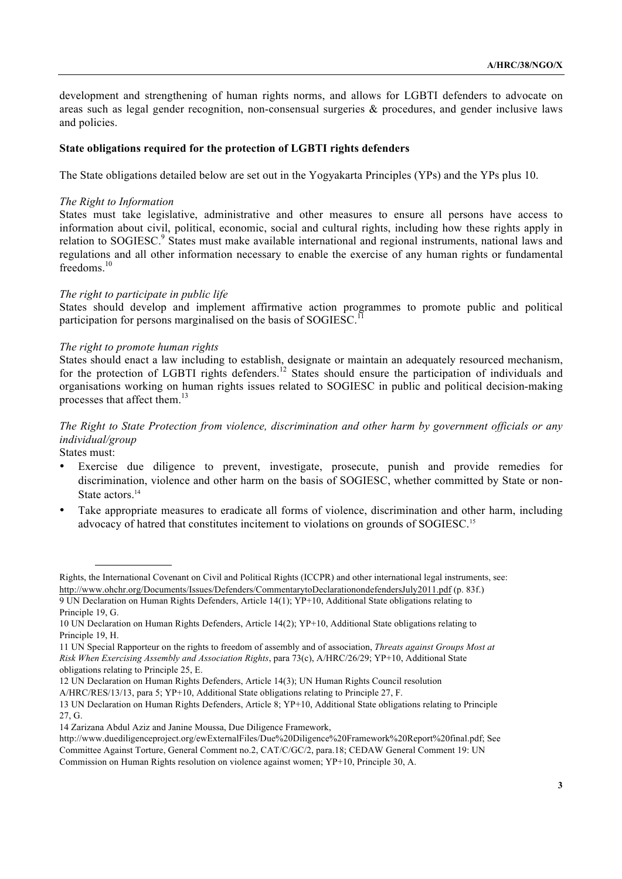development and strengthening of human rights norms, and allows for LGBTI defenders to advocate on areas such as legal gender recognition, non-consensual surgeries & procedures, and gender inclusive laws and policies.

**State obligations required for the protection of LGBTI rights defenders**

The State obligations detailed below are set out in the Yogyakarta Principles (YPs) and the YPs plus 10.

*The Right to Information*

States must take legislative, administrative and other measures to ensure all persons have access to information about civil, political, economic, social and cultural rights, including how these rights apply in relation to SOGIESC.[9] States must make available international and regional instruments, national laws and regulations and all other information necessary to enable the exercise of any human rights or fundamental freedoms.[10]

*The right to participate in public life*

States should develop and implement affirmative action programmes to promote public and political participation for persons marginalised on the basis of SOGIESC.[11]

*The right to promote human rights*

States should enact a law including to establish, designate or maintain an adequately resourced mechanism, for the protection of LGBTI rights defenders.[12] States should ensure the participation of individuals and organisations working on human rights issues related to SOGIESC in public and political decision-making processes that affect them.[13]

*The Right to State Protection from violence, discrimination and other harm by government officials or any individual/group*

States must:

- Exercise due diligence to prevent, investigate, prosecute, punish and provide remedies for discrimination, violence and other harm on the basis of SOGIESC, whether committed by State or non-State actors.[14]
- Take appropriate measures to eradicate all forms of violence, discrimination and other harm, including advocacy of hatred that constitutes incitement to violations on grounds of SOGIESC.[15]

---

Rights, the International Covenant on Civil and Political Rights (ICCPR) and other international legal instruments, see: http://www.ohchr.org/Documents/Issues/Defenders/CommentarytoDeclarationondefendersJuly2011.pdf (p. 83f.)

9 UN Declaration on Human Rights Defenders, Article 14(1); YP+10, Additional State obligations relating to Principle 19, G.

10 UN Declaration on Human Rights Defenders, Article 14(2); YP+10, Additional State obligations relating to Principle 19, H.

11 UN Special Rapporteur on the rights to freedom of assembly and of association, *Threats against Groups Most at Risk When Exercising Assembly and Association Rights*, para 73(c), A/HRC/26/29; YP+10, Additional State obligations relating to Principle 25, E.

12 UN Declaration on Human Rights Defenders, Article 14(3); UN Human Rights Council resolution A/HRC/RES/13/13, para 5; YP+10, Additional State obligations relating to Principle 27, F.

13 UN Declaration on Human Rights Defenders, Article 8; YP+10, Additional State obligations relating to Principle 27, G.

14 Zarizana Abdul Aziz and Janine Moussa, Due Diligence Framework, http://www.duediligenceproject.org/ewExternalFiles/Due%20Diligence%20Framework%20Report%20final.pdf; See Committee Against Torture, General Comment no.2, CAT/C/GC/2, para.18; CEDAW General Comment 19: UN Commission on Human Rights resolution on violence against women; YP+10, Principle 30, A.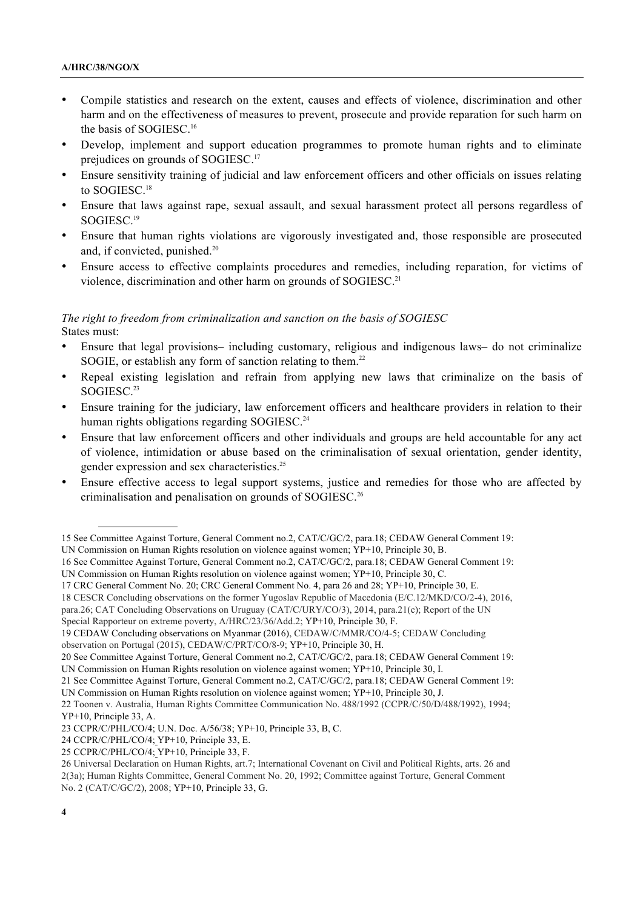- Compile statistics and research on the extent, causes and effects of violence, discrimination and other harm and on the effectiveness of measures to prevent, prosecute and provide reparation for such harm on the basis of SOGIESC.[16]
- Develop, implement and support education programmes to promote human rights and to eliminate prejudices on grounds of SOGIESC.[17]
- Ensure sensitivity training of judicial and law enforcement officers and other officials on issues relating to SOGIESC.[18]
- Ensure that laws against rape, sexual assault, and sexual harassment protect all persons regardless of SOGIESC.[19]
- Ensure that human rights violations are vigorously investigated and, those responsible are prosecuted and, if convicted, punished.[20]
- Ensure access to effective complaints procedures and remedies, including reparation, for victims of violence, discrimination and other harm on grounds of SOGIESC.[21]

*The right to freedom from criminalization and sanction on the basis of SOGIESC*
States must:

- Ensure that legal provisions– including customary, religious and indigenous laws– do not criminalize SOGIE, or establish any form of sanction relating to them.[22]
- Repeal existing legislation and refrain from applying new laws that criminalize on the basis of SOGIESC.[23]
- Ensure training for the judiciary, law enforcement officers and healthcare providers in relation to their human rights obligations regarding SOGIESC.[24]
- Ensure that law enforcement officers and other individuals and groups are held accountable for any act of violence, intimidation or abuse based on the criminalisation of sexual orientation, gender identity, gender expression and sex characteristics.[25]
- Ensure effective access to legal support systems, justice and remedies for those who are affected by criminalisation and penalisation on grounds of SOGIESC.[26]

---

15 See Committee Against Torture, General Comment no.2, CAT/C/GC/2, para.18; CEDAW General Comment 19: UN Commission on Human Rights resolution on violence against women; YP+10, Principle 30, B.

16 See Committee Against Torture, General Comment no.2, CAT/C/GC/2, para.18; CEDAW General Comment 19: UN Commission on Human Rights resolution on violence against women; YP+10, Principle 30, C.

17 CRC General Comment No. 20; CRC General Comment No. 4, para 26 and 28; YP+10, Principle 30, E.

18 CESCR Concluding observations on the former Yugoslav Republic of Macedonia (E/C.12/MKD/CO/2-4), 2016, para.26; CAT Concluding Observations on Uruguay (CAT/C/URY/CO/3), 2014, para.21(c); Report of the UN Special Rapporteur on extreme poverty, A/HRC/23/36/Add.2; YP+10, Principle 30, F.

19 CEDAW Concluding observations on Myanmar (2016), CEDAW/C/MMR/CO/4-5; CEDAW Concluding observation on Portugal (2015), CEDAW/C/PRT/CO/8-9; YP+10, Principle 30, H.

20 See Committee Against Torture, General Comment no.2, CAT/C/GC/2, para.18; CEDAW General Comment 19: UN Commission on Human Rights resolution on violence against women; YP+10, Principle 30, I.

21 See Committee Against Torture, General Comment no.2, CAT/C/GC/2, para.18; CEDAW General Comment 19: UN Commission on Human Rights resolution on violence against women; YP+10, Principle 30, J.

22 Toonen v. Australia, Human Rights Committee Communication No. 488/1992 (CCPR/C/50/D/488/1992), 1994; YP+10, Principle 33, A.

23 CCPR/C/PHL/CO/4; U.N. Doc. A/56/38; YP+10, Principle 33, B, C.

24 CCPR/C/PHL/CO/4; YP+10, Principle 33, E.

25 CCPR/C/PHL/CO/4; YP+10, Principle 33, F.

26 Universal Declaration on Human Rights, art.7; International Covenant on Civil and Political Rights, arts. 26 and 2(3a); Human Rights Committee, General Comment No. 20, 1992; Committee against Torture, General Comment No. 2 (CAT/C/GC/2), 2008; YP+10, Principle 33, G.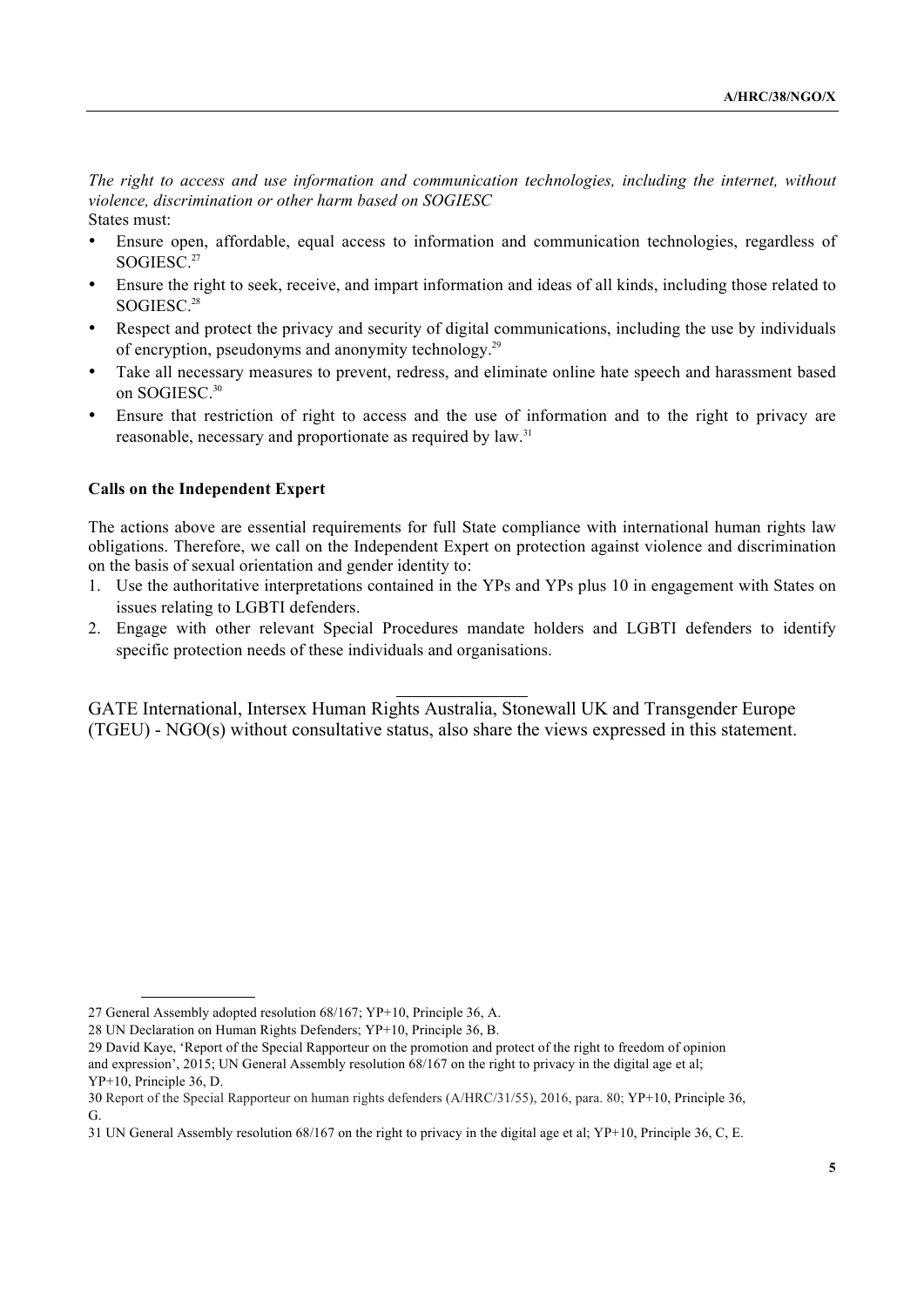*The right to access and use information and communication technologies, including the internet, without violence, discrimination or other harm based on SOGIESC*

States must:

- Ensure open, affordable, equal access to information and communication technologies, regardless of SOGIESC.[27]
- Ensure the right to seek, receive, and impart information and ideas of all kinds, including those related to SOGIESC.[28]
- Respect and protect the privacy and security of digital communications, including the use by individuals of encryption, pseudonyms and anonymity technology.[29]
- Take all necessary measures to prevent, redress, and eliminate online hate speech and harassment based on SOGIESC.[30]
- Ensure that restriction of right to access and the use of information and to the right to privacy are reasonable, necessary and proportionate as required by law.[31]

**Calls on the Independent Expert**

The actions above are essential requirements for full State compliance with international human rights law obligations. Therefore, we call on the Independent Expert on protection against violence and discrimination on the basis of sexual orientation and gender identity to:

1. Use the authoritative interpretations contained in the YPs and YPs plus 10 in engagement with States on issues relating to LGBTI defenders.
2. Engage with other relevant Special Procedures mandate holders and LGBTI defenders to identify specific protection needs of these individuals and organisations.

---

GATE International, Intersex Human Rights Australia, Stonewall UK and Transgender Europe (TGEU) - NGO(s) without consultative status, also share the views expressed in this statement.

---

27 General Assembly adopted resolution 68/167; YP+10, Principle 36, A.

28 UN Declaration on Human Rights Defenders; YP+10, Principle 36, B.

29 David Kaye, 'Report of the Special Rapporteur on the promotion and protect of the right to freedom of opinion and expression', 2015; UN General Assembly resolution 68/167 on the right to privacy in the digital age et al; YP+10, Principle 36, D.

30 Report of the Special Rapporteur on human rights defenders (A/HRC/31/55), 2016, para. 80; YP+10, Principle 36, G.

31 UN General Assembly resolution 68/167 on the right to privacy in the digital age et al; YP+10, Principle 36, C, E.